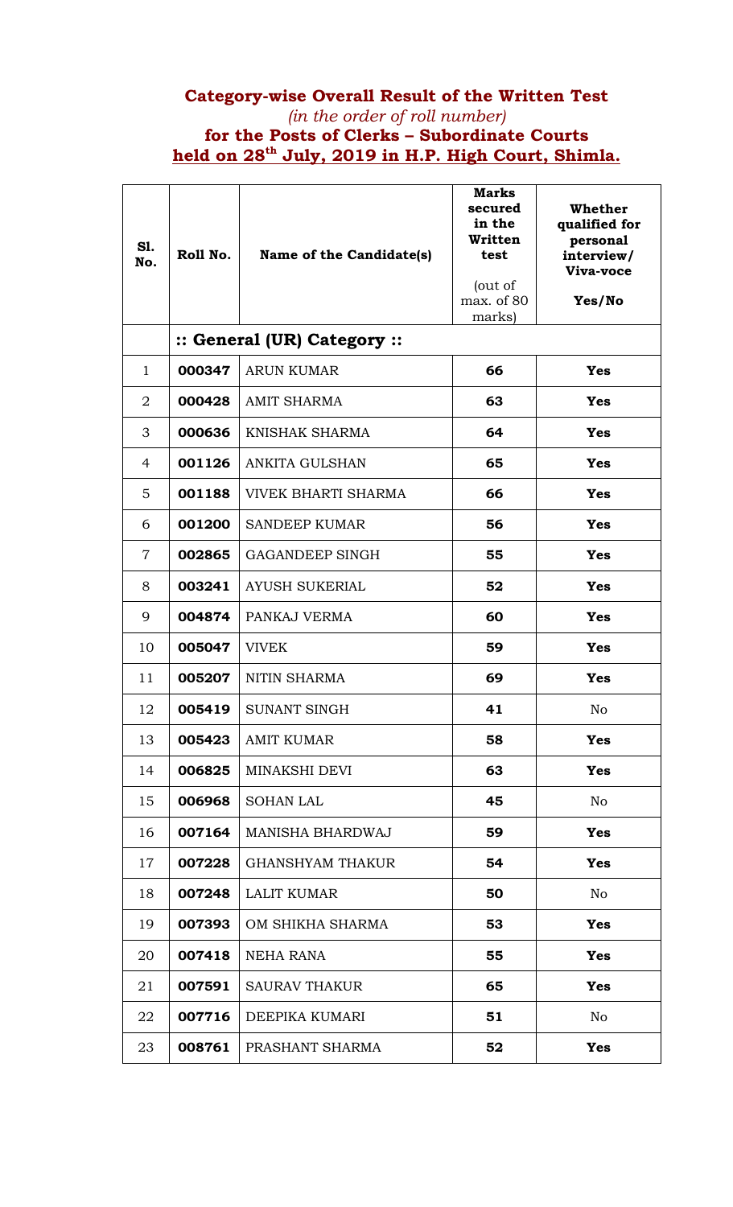## **Category-wise Overall Result of the Written Test**
*(in the order of roll number)*
**for the Posts of Clerks – Subordinate Courts**
**held on 28th July, 2019 in H.P. High Court, Shimla.**

| Sl. No. | Roll No. | Name of the Candidate(s) | Marks secured in the Written test (out of max. of 80 marks) | Whether qualified for personal interview/ Viva-voce Yes/No |
|---|---|---|---|---|
| | **:: General (UR) Category ::** | | | |
| 1 | **000347** | ARUN KUMAR | **66** | **Yes** |
| 2 | **000428** | AMIT SHARMA | **63** | **Yes** |
| 3 | **000636** | KNISHAK SHARMA | **64** | **Yes** |
| 4 | **001126** | ANKITA GULSHAN | **65** | **Yes** |
| 5 | **001188** | VIVEK BHARTI SHARMA | **66** | **Yes** |
| 6 | **001200** | SANDEEP KUMAR | **56** | **Yes** |
| 7 | **002865** | GAGANDEEP SINGH | **55** | **Yes** |
| 8 | **003241** | AYUSH SUKERIAL | **52** | **Yes** |
| 9 | **004874** | PANKAJ VERMA | **60** | **Yes** |
| 10 | **005047** | VIVEK | **59** | **Yes** |
| 11 | **005207** | NITIN SHARMA | **69** | **Yes** |
| 12 | **005419** | SUNANT SINGH | **41** | No |
| 13 | **005423** | AMIT KUMAR | **58** | **Yes** |
| 14 | **006825** | MINAKSHI DEVI | **63** | **Yes** |
| 15 | **006968** | SOHAN LAL | **45** | No |
| 16 | **007164** | MANISHA BHARDWAJ | **59** | **Yes** |
| 17 | **007228** | GHANSHYAM THAKUR | **54** | **Yes** |
| 18 | **007248** | LALIT KUMAR | **50** | No |
| 19 | **007393** | OM SHIKHA SHARMA | **53** | **Yes** |
| 20 | **007418** | NEHA RANA | **55** | **Yes** |
| 21 | **007591** | SAURAV THAKUR | **65** | **Yes** |
| 22 | **007716** | DEEPIKA KUMARI | **51** | No |
| 23 | **008761** | PRASHANT SHARMA | **52** | **Yes** |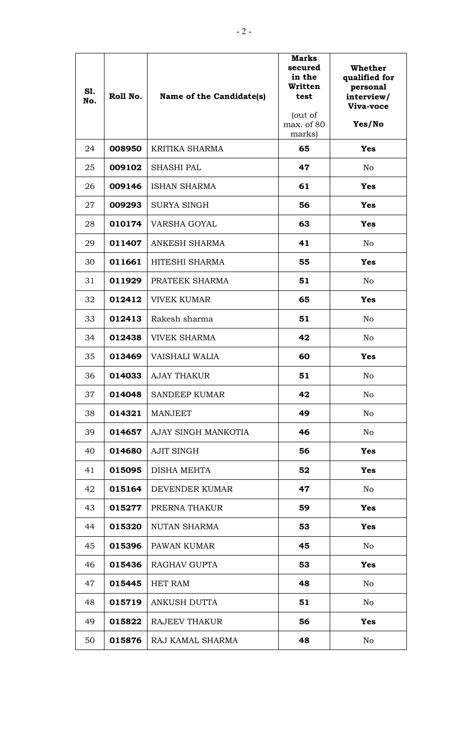| Sl. No. | Roll No. | Name of the Candidate(s) | Marks secured in the Written test (out of max. of 80 marks) | Whether qualified for personal interview/ Viva-voce Yes/No |
|---|---|---|---|---|
| 24 | **008950** | KRITIKA SHARMA | **65** | **Yes** |
| 25 | **009102** | SHASHI PAL | **47** | No |
| 26 | **009146** | ISHAN SHARMA | **61** | **Yes** |
| 27 | **009293** | SURYA SINGH | **56** | **Yes** |
| 28 | **010174** | VARSHA GOYAL | **63** | **Yes** |
| 29 | **011407** | ANKESH SHARMA | **41** | No |
| 30 | **011661** | HITESHI SHARMA | **55** | **Yes** |
| 31 | **011929** | PRATEEK SHARMA | **51** | No |
| 32 | **012412** | VIVEK KUMAR | **65** | **Yes** |
| 33 | **012413** | Rakesh sharma | **51** | No |
| 34 | **012438** | VIVEK SHARMA | **42** | No |
| 35 | **013469** | VAISHALI WALIA | **60** | **Yes** |
| 36 | **014033** | AJAY THAKUR | **51** | No |
| 37 | **014048** | SANDEEP KUMAR | **42** | No |
| 38 | **014321** | MANJEET | **49** | No |
| 39 | **014657** | AJAY SINGH MANKOTIA | **46** | No |
| 40 | **014680** | AJIT SINGH | **56** | **Yes** |
| 41 | **015095** | DISHA MEHTA | **52** | **Yes** |
| 42 | **015164** | DEVENDER KUMAR | **47** | No |
| 43 | **015277** | PRERNA THAKUR | **59** | **Yes** |
| 44 | **015320** | NUTAN SHARMA | **53** | **Yes** |
| 45 | **015396** | PAWAN KUMAR | **45** | No |
| 46 | **015436** | RAGHAV GUPTA | **53** | **Yes** |
| 47 | **015445** | HET RAM | **48** | No |
| 48 | **015719** | ANKUSH DUTTA | **51** | No |
| 49 | **015822** | RAJEEV THAKUR | **56** | **Yes** |
| 50 | **015876** | RAJ KAMAL SHARMA | **48** | No |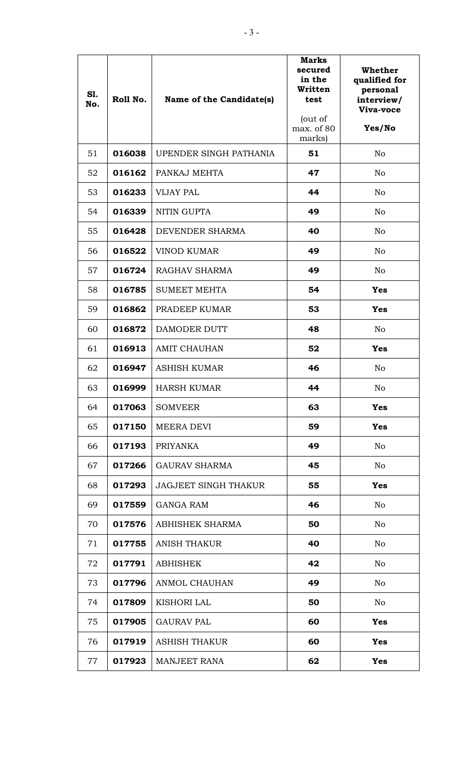| Sl. No. | Roll No. | Name of the Candidate(s) | Marks secured in the Written test (out of max. of 80 marks) | Whether qualified for personal interview/ Viva-voce Yes/No |
|---|---|---|---|---|
| 51 | **016038** | UPENDER SINGH PATHANIA | **51** | No |
| 52 | **016162** | PANKAJ MEHTA | **47** | No |
| 53 | **016233** | VIJAY PAL | **44** | No |
| 54 | **016339** | NITIN GUPTA | **49** | No |
| 55 | **016428** | DEVENDER SHARMA | **40** | No |
| 56 | **016522** | VINOD KUMAR | **49** | No |
| 57 | **016724** | RAGHAV SHARMA | **49** | No |
| 58 | **016785** | SUMEET MEHTA | **54** | **Yes** |
| 59 | **016862** | PRADEEP KUMAR | **53** | **Yes** |
| 60 | **016872** | DAMODER DUTT | **48** | No |
| 61 | **016913** | AMIT CHAUHAN | **52** | **Yes** |
| 62 | **016947** | ASHISH KUMAR | **46** | No |
| 63 | **016999** | HARSH KUMAR | **44** | No |
| 64 | **017063** | SOMVEER | **63** | **Yes** |
| 65 | **017150** | MEERA DEVI | **59** | **Yes** |
| 66 | **017193** | PRIYANKA | **49** | No |
| 67 | **017266** | GAURAV SHARMA | **45** | No |
| 68 | **017293** | JAGJEET SINGH THAKUR | **55** | **Yes** |
| 69 | **017559** | GANGA RAM | **46** | No |
| 70 | **017576** | ABHISHEK SHARMA | **50** | No |
| 71 | **017755** | ANISH THAKUR | **40** | No |
| 72 | **017791** | ABHISHEK | **42** | No |
| 73 | **017796** | ANMOL CHAUHAN | **49** | No |
| 74 | **017809** | KISHORI LAL | **50** | No |
| 75 | **017905** | GAURAV PAL | **60** | **Yes** |
| 76 | **017919** | ASHISH THAKUR | **60** | **Yes** |
| 77 | **017923** | MANJEET RANA | **62** | **Yes** |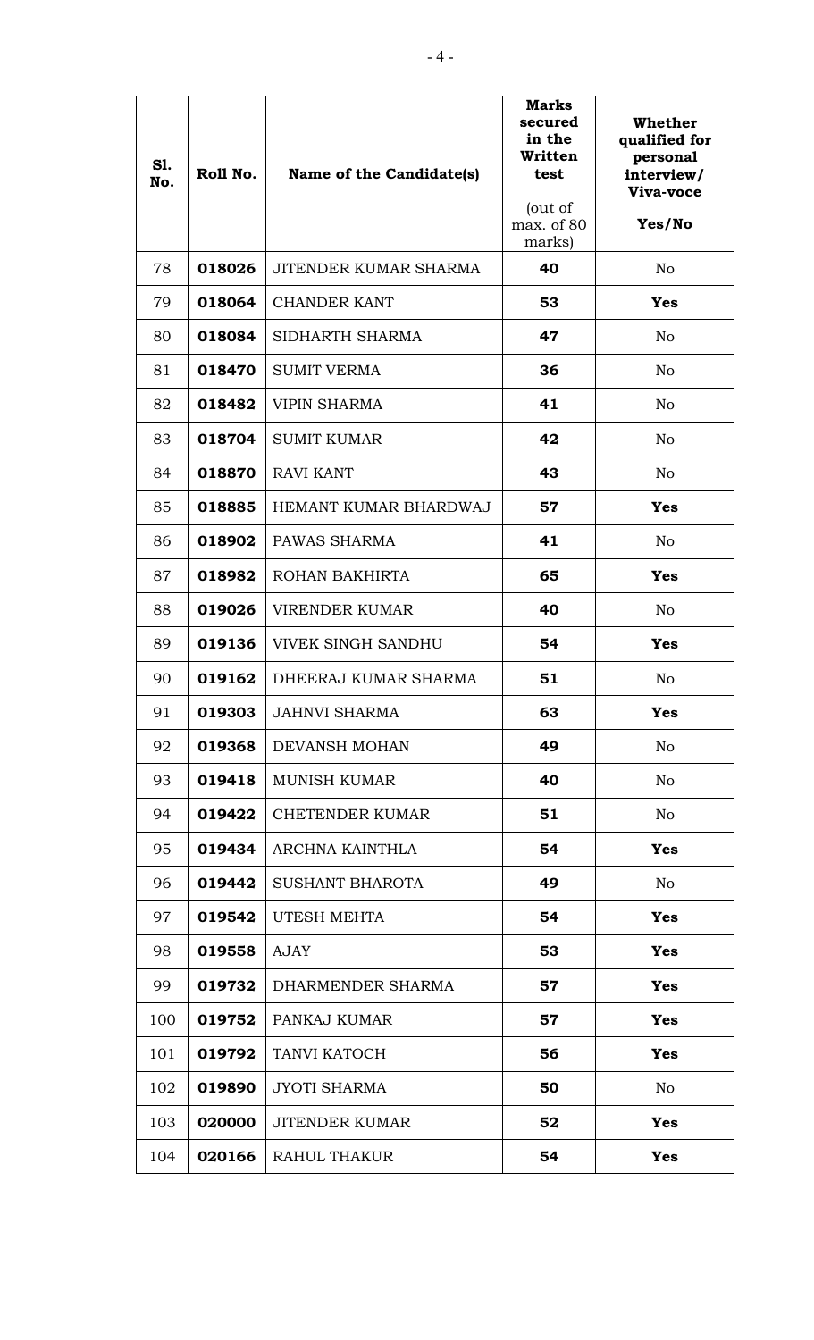| Sl. No. | Roll No. | Name of the Candidate(s) | Marks secured in the Written test (out of max. of 80 marks) | Whether qualified for personal interview/ Viva-voce Yes/No |
|---|---|---|---|---|
| 78 | **018026** | JITENDER KUMAR SHARMA | **40** | No |
| 79 | **018064** | CHANDER KANT | **53** | **Yes** |
| 80 | **018084** | SIDHARTH SHARMA | **47** | No |
| 81 | **018470** | SUMIT VERMA | **36** | No |
| 82 | **018482** | VIPIN SHARMA | **41** | No |
| 83 | **018704** | SUMIT KUMAR | **42** | No |
| 84 | **018870** | RAVI KANT | **43** | No |
| 85 | **018885** | HEMANT KUMAR BHARDWAJ | **57** | **Yes** |
| 86 | **018902** | PAWAS SHARMA | **41** | No |
| 87 | **018982** | ROHAN BAKHIRTA | **65** | **Yes** |
| 88 | **019026** | VIRENDER KUMAR | **40** | No |
| 89 | **019136** | VIVEK SINGH SANDHU | **54** | **Yes** |
| 90 | **019162** | DHEERAJ KUMAR SHARMA | **51** | No |
| 91 | **019303** | JAHNVI SHARMA | **63** | **Yes** |
| 92 | **019368** | DEVANSH MOHAN | **49** | No |
| 93 | **019418** | MUNISH KUMAR | **40** | No |
| 94 | **019422** | CHETENDER KUMAR | **51** | No |
| 95 | **019434** | ARCHNA KAINTHLA | **54** | **Yes** |
| 96 | **019442** | SUSHANT BHAROTA | **49** | No |
| 97 | **019542** | UTESH MEHTA | **54** | **Yes** |
| 98 | **019558** | AJAY | **53** | **Yes** |
| 99 | **019732** | DHARMENDER SHARMA | **57** | **Yes** |
| 100 | **019752** | PANKAJ KUMAR | **57** | **Yes** |
| 101 | **019792** | TANVI KATOCH | **56** | **Yes** |
| 102 | **019890** | JYOTI SHARMA | **50** | No |
| 103 | **020000** | JITENDER KUMAR | **52** | **Yes** |
| 104 | **020166** | RAHUL THAKUR | **54** | **Yes** |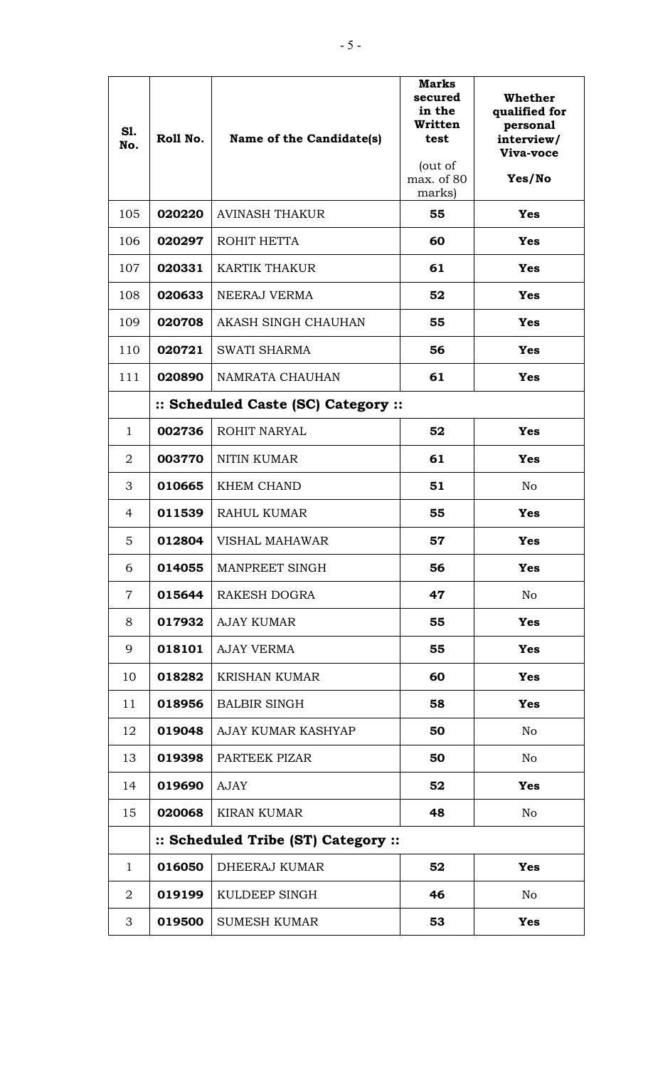| Sl. No. | Roll No. | Name of the Candidate(s) | Marks secured in the Written test (out of max. of 80 marks) | Whether qualified for personal interview/ Viva-voce Yes/No |
|---|---|---|---|---|
| 105 | **020220** | AVINASH THAKUR | **55** | **Yes** |
| 106 | **020297** | ROHIT HETTA | **60** | **Yes** |
| 107 | **020331** | KARTIK THAKUR | **61** | **Yes** |
| 108 | **020633** | NEERAJ VERMA | **52** | **Yes** |
| 109 | **020708** | AKASH SINGH CHAUHAN | **55** | **Yes** |
| 110 | **020721** | SWATI SHARMA | **56** | **Yes** |
| 111 | **020890** | NAMRATA CHAUHAN | **61** | **Yes** |
| | **:: Scheduled Caste (SC) Category ::** | | | |
| 1 | **002736** | ROHIT NARYAL | **52** | **Yes** |
| 2 | **003770** | NITIN KUMAR | **61** | **Yes** |
| 3 | **010665** | KHEM CHAND | **51** | No |
| 4 | **011539** | RAHUL KUMAR | **55** | **Yes** |
| 5 | **012804** | VISHAL MAHAWAR | **57** | **Yes** |
| 6 | **014055** | MANPREET SINGH | **56** | **Yes** |
| 7 | **015644** | RAKESH DOGRA | **47** | No |
| 8 | **017932** | AJAY KUMAR | **55** | **Yes** |
| 9 | **018101** | AJAY VERMA | **55** | **Yes** |
| 10 | **018282** | KRISHAN KUMAR | **60** | **Yes** |
| 11 | **018956** | BALBIR SINGH | **58** | **Yes** |
| 12 | **019048** | AJAY KUMAR KASHYAP | **50** | No |
| 13 | **019398** | PARTEEK PIZAR | **50** | No |
| 14 | **019690** | AJAY | **52** | **Yes** |
| 15 | **020068** | KIRAN KUMAR | **48** | No |
| | **:: Scheduled Tribe (ST) Category ::** | | | |
| 1 | **016050** | DHEERAJ KUMAR | **52** | **Yes** |
| 2 | **019199** | KULDEEP SINGH | **46** | No |
| 3 | **019500** | SUMESH KUMAR | **53** | **Yes** |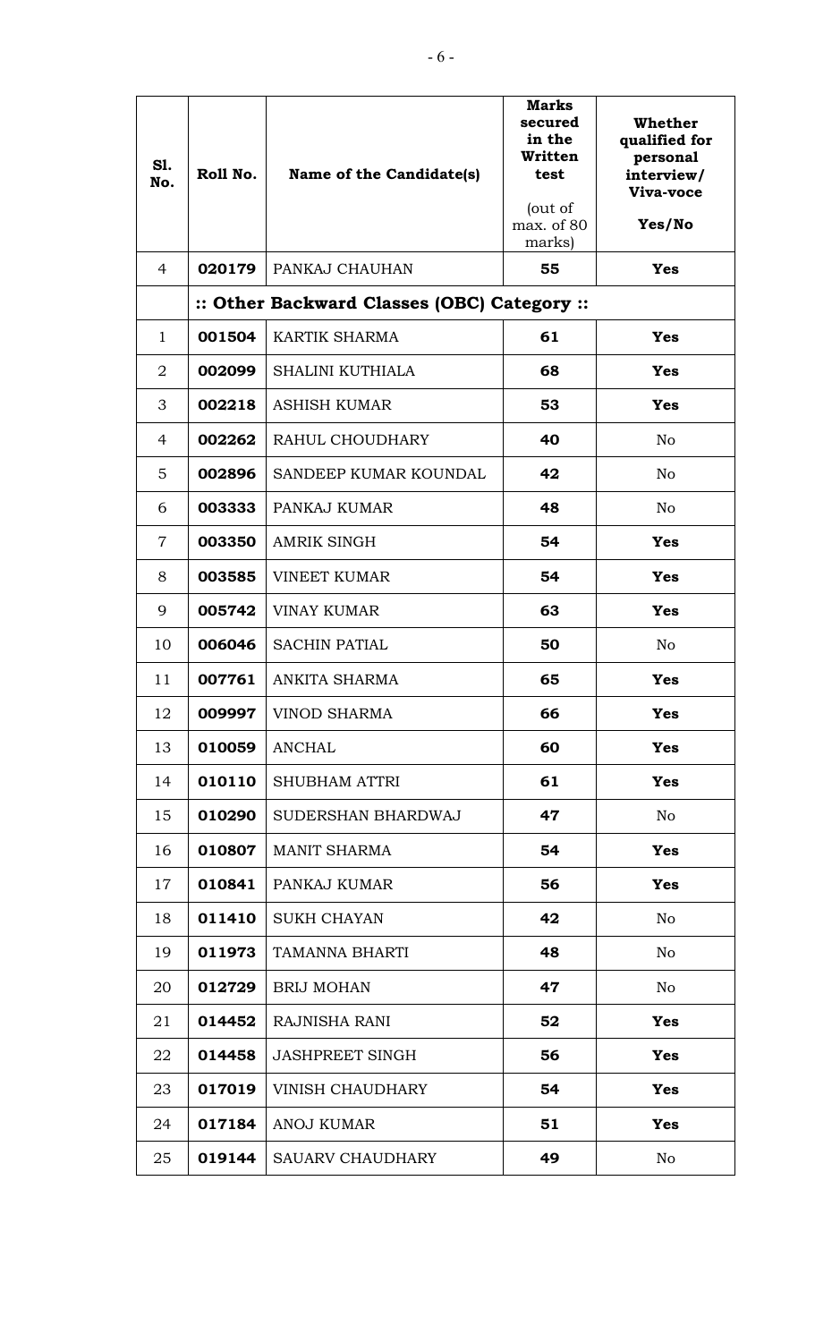| Sl. No. | Roll No. | Name of the Candidate(s) | Marks secured in the Written test (out of max. of 80 marks) | Whether qualified for personal interview/ Viva-voce Yes/No |
|---|---|---|---|---|
| 4 | **020179** | PANKAJ CHAUHAN | **55** | **Yes** |
| | **:: Other Backward Classes (OBC) Category ::** | | | |
| 1 | **001504** | KARTIK SHARMA | **61** | **Yes** |
| 2 | **002099** | SHALINI KUTHIALA | **68** | **Yes** |
| 3 | **002218** | ASHISH KUMAR | **53** | **Yes** |
| 4 | **002262** | RAHUL CHOUDHARY | **40** | No |
| 5 | **002896** | SANDEEP KUMAR KOUNDAL | **42** | No |
| 6 | **003333** | PANKAJ KUMAR | **48** | No |
| 7 | **003350** | AMRIK SINGH | **54** | **Yes** |
| 8 | **003585** | VINEET KUMAR | **54** | **Yes** |
| 9 | **005742** | VINAY KUMAR | **63** | **Yes** |
| 10 | **006046** | SACHIN PATIAL | **50** | No |
| 11 | **007761** | ANKITA SHARMA | **65** | **Yes** |
| 12 | **009997** | VINOD SHARMA | **66** | **Yes** |
| 13 | **010059** | ANCHAL | **60** | **Yes** |
| 14 | **010110** | SHUBHAM ATTRI | **61** | **Yes** |
| 15 | **010290** | SUDERSHAN BHARDWAJ | **47** | No |
| 16 | **010807** | MANIT SHARMA | **54** | **Yes** |
| 17 | **010841** | PANKAJ KUMAR | **56** | **Yes** |
| 18 | **011410** | SUKH CHAYAN | **42** | No |
| 19 | **011973** | TAMANNA BHARTI | **48** | No |
| 20 | **012729** | BRIJ MOHAN | **47** | No |
| 21 | **014452** | RAJNISHA RANI | **52** | **Yes** |
| 22 | **014458** | JASHPREET SINGH | **56** | **Yes** |
| 23 | **017019** | VINISH CHAUDHARY | **54** | **Yes** |
| 24 | **017184** | ANOJ KUMAR | **51** | **Yes** |
| 25 | **019144** | SAUARV CHAUDHARY | **49** | No |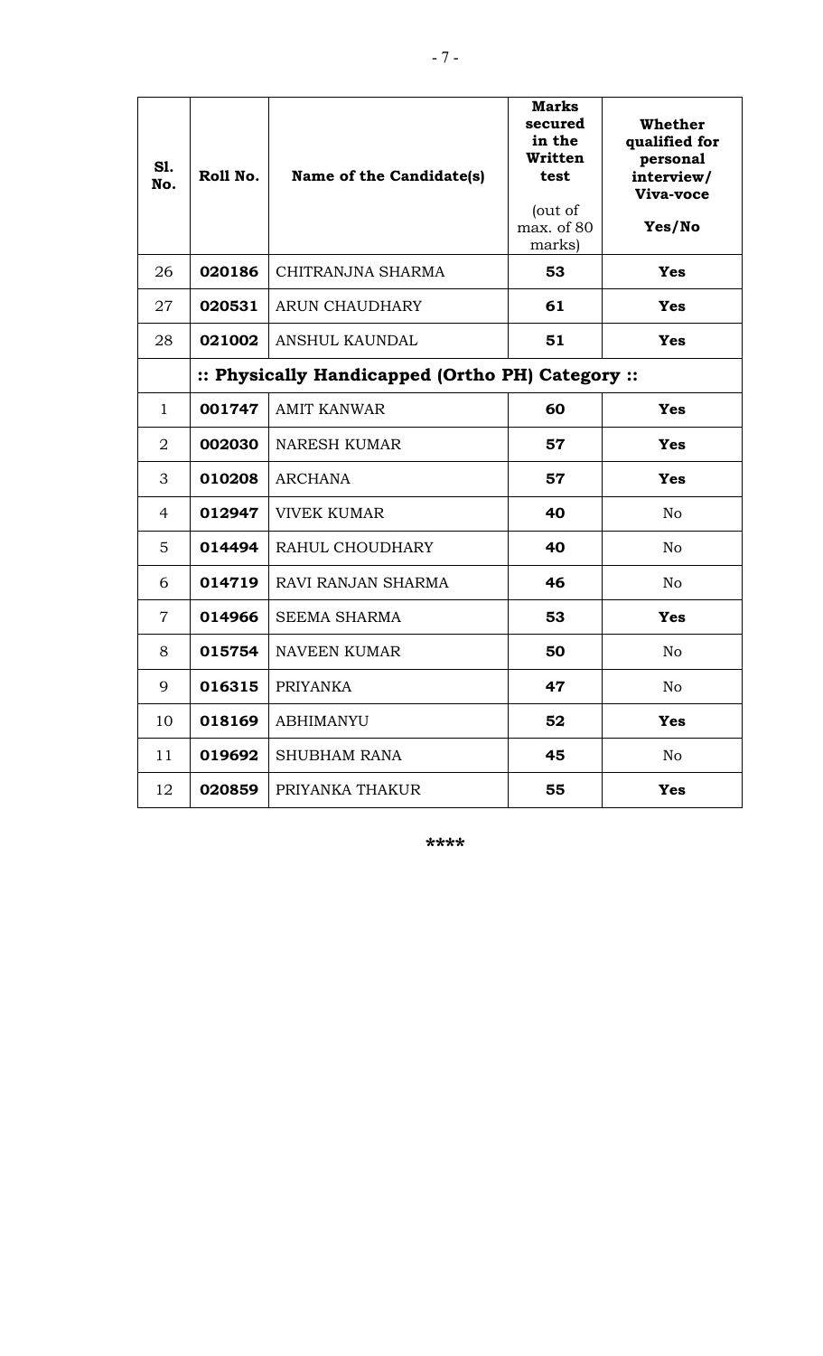| Sl. No. | Roll No. | Name of the Candidate(s) | Marks secured in the Written test (out of max. of 80 marks) | Whether qualified for personal interview/ Viva-voce Yes/No |
|---|---|---|---|---|
| 26 | **020186** | CHITRANJNA SHARMA | **53** | **Yes** |
| 27 | **020531** | ARUN CHAUDHARY | **61** | **Yes** |
| 28 | **021002** | ANSHUL KAUNDAL | **51** | **Yes** |
| | **:: Physically Handicapped (Ortho PH) Category ::** | | | |
| 1 | **001747** | AMIT KANWAR | **60** | **Yes** |
| 2 | **002030** | NARESH KUMAR | **57** | **Yes** |
| 3 | **010208** | ARCHANA | **57** | **Yes** |
| 4 | **012947** | VIVEK KUMAR | **40** | No |
| 5 | **014494** | RAHUL CHOUDHARY | **40** | No |
| 6 | **014719** | RAVI RANJAN SHARMA | **46** | No |
| 7 | **014966** | SEEMA SHARMA | **53** | **Yes** |
| 8 | **015754** | NAVEEN KUMAR | **50** | No |
| 9 | **016315** | PRIYANKA | **47** | No |
| 10 | **018169** | ABHIMANYU | **52** | **Yes** |
| 11 | **019692** | SHUBHAM RANA | **45** | No |
| 12 | **020859** | PRIYANKA THAKUR | **55** | **Yes** |

****